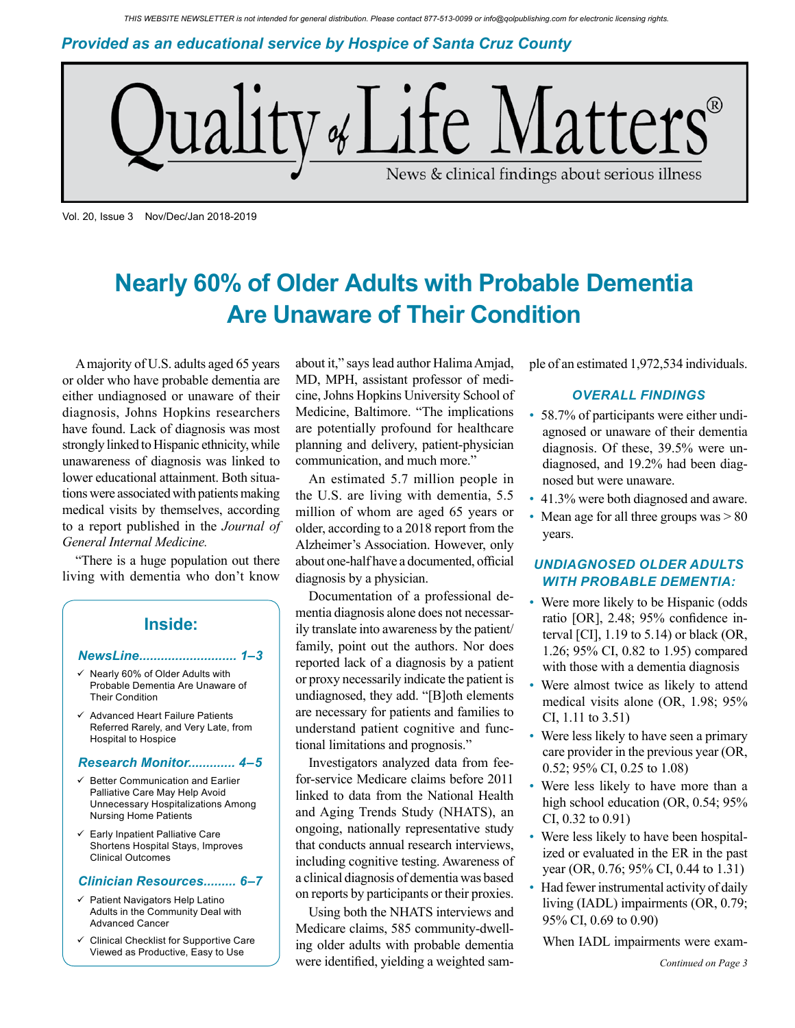THIS WEBSITE NEWSLETTER is not intended for general distribution. Please contact 877-513-0099 or info@qolpublishing.com for electronic licensing rights.

*Provided as an educational service by Hospice of Santa Cruz County*

# Quality of Life Matters®

News & clinical findings about serious illness

Vol. 20, Issue 3 Nov/Dec/Jan 2018-2019

## Nearly 60% of Older Adults with Probable Dementia Are Unaware of Their Condition

A majority of U.S. adults aged 65 years or older who have probable dementia are either undiagnosed or unaware of their diagnosis, Johns Hopkins researchers have found. Lack of diagnosis was most strongly linked to Hispanic ethnicity, while unawareness of diagnosis was linked to lower educational attainment. Both situations were associated with patients making medical visits by themselves, according to a report published in the *Journal of General Internal Medicine.*

"There is a huge population out there living with dementia who don't know about it," says lead author Halima Amjad, MD, MPH, assistant professor of medicine, Johns Hopkins University School of Medicine, Baltimore. "The implications are potentially profound for healthcare planning and delivery, patient-physician communication, and much more."

An estimated 5.7 million people in the U.S. are living with dementia, 5.5 million of whom are aged 65 years or older, according to a 2018 report from the Alzheimer's Association. However, only about one-half have a documented, official diagnosis by a physician.

Documentation of a professional dementia diagnosis alone does not necessarily translate into awareness by the patient/family, point out the authors. Nor does reported lack of a diagnosis by a patient or proxy necessarily indicate the patient is undiagnosed, they add. "[B]oth elements are necessary for patients and families to understand patient cognitive and functional limitations and prognosis."

Investigators analyzed data from fee-for-service Medicare claims before 2011 linked to data from the National Health and Aging Trends Study (NHATS), an ongoing, nationally representative study that conducts annual research interviews, including cognitive testing. Awareness of a clinical diagnosis of dementia was based on reports by participants or their proxies.

Using both the NHATS interviews and Medicare claims, 585 community-dwelling older adults with probable dementia were identified, yielding a weighted sample of an estimated 1,972,534 individuals.

### OVERALL FINDINGS

- 58.7% of participants were either undiagnosed or unaware of their dementia diagnosis. Of these, 39.5% were undiagnosed, and 19.2% had been diagnosed but were unaware.
- 41.3% were both diagnosed and aware.
- Mean age for all three groups was > 80 years.

### UNDIAGNOSED OLDER ADULTS WITH PROBABLE DEMENTIA:

- Were more likely to be Hispanic (odds ratio [OR], 2.48; 95% confidence interval [CI], 1.19 to 5.14) or black (OR, 1.26; 95% CI, 0.82 to 1.95) compared with those with a dementia diagnosis
- Were almost twice as likely to attend medical visits alone (OR, 1.98; 95% CI, 1.11 to 3.51)
- Were less likely to have seen a primary care provider in the previous year (OR, 0.52; 95% CI, 0.25 to 1.08)
- Were less likely to have more than a high school education (OR, 0.54; 95% CI, 0.32 to 0.91)
- Were less likely to have been hospitalized or evaluated in the ER in the past year (OR, 0.76; 95% CI, 0.44 to 1.31)
- Had fewer instrumental activity of daily living (IADL) impairments (OR, 0.79; 95% CI, 0.69 to 0.90)

When IADL impairments were exam-

*Continued on Page 3*

---

### Inside:

**NewsLine.......................... 1–3**

- ✓ Nearly 60% of Older Adults with Probable Dementia Are Unaware of Their Condition
- ✓ Advanced Heart Failure Patients Referred Rarely, and Very Late, from Hospital to Hospice

**Research Monitor............ 4–5**

- ✓ Better Communication and Earlier Palliative Care May Help Avoid Unnecessary Hospitalizations Among Nursing Home Patients
- ✓ Early Inpatient Palliative Care Shortens Hospital Stays, Improves Clinical Outcomes

**Clinician Resources......... 6–7**

- ✓ Patient Navigators Help Latino Adults in the Community Deal with Advanced Cancer
- ✓ Clinical Checklist for Supportive Care Viewed as Productive, Easy to Use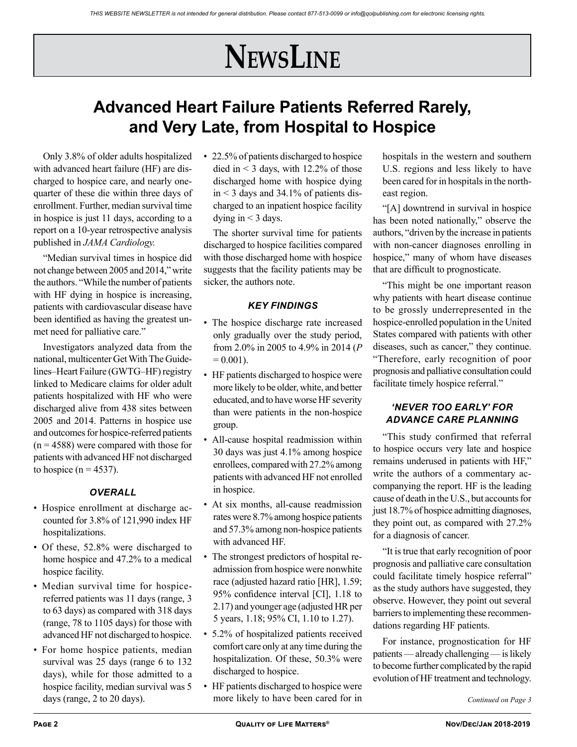# NewsLine

## Advanced Heart Failure Patients Referred Rarely, and Very Late, from Hospital to Hospice

Only 3.8% of older adults hospitalized with advanced heart failure (HF) are discharged to hospice care, and nearly one-quarter of these die within three days of enrollment. Further, median survival time in hospice is just 11 days, according to a report on a 10-year retrospective analysis published in *JAMA Cardiology.*

"Median survival times in hospice did not change between 2005 and 2014," write the authors. "While the number of patients with HF dying in hospice is increasing, patients with cardiovascular disease have been identified as having the greatest unmet need for palliative care."

Investigators analyzed data from the national, multicenter Get With The Guidelines–Heart Failure (GWTG–HF) registry linked to Medicare claims for older adult patients hospitalized with HF who were discharged alive from 438 sites between 2005 and 2014. Patterns in hospice use and outcomes for hospice-referred patients (n = 4588) were compared with those for patients with advanced HF not discharged to hospice (n = 4537).

### OVERALL

- Hospice enrollment at discharge accounted for 3.8% of 121,990 index HF hospitalizations.
- Of these, 52.8% were discharged to home hospice and 47.2% to a medical hospice facility.
- Median survival time for hospice-referred patients was 11 days (range, 3 to 63 days) as compared with 318 days (range, 78 to 1105 days) for those with advanced HF not discharged to hospice.
- For home hospice patients, median survival was 25 days (range 6 to 132 days), while for those admitted to a hospice facility, median survival was 5 days (range, 2 to 20 days).
- 22.5% of patients discharged to hospice died in < 3 days, with 12.2% of those discharged home with hospice dying in < 3 days and 34.1% of patients discharged to an inpatient hospice facility dying in < 3 days.

The shorter survival time for patients discharged to hospice facilities compared with those discharged home with hospice suggests that the facility patients may be sicker, the authors note.

### KEY FINDINGS

- The hospice discharge rate increased only gradually over the study period, from 2.0% in 2005 to 4.9% in 2014 ($P = 0.001$).
- HF patients discharged to hospice were more likely to be older, white, and better educated, and to have worse HF severity than were patients in the non-hospice group.
- All-cause hospital readmission within 30 days was just 4.1% among hospice enrollees, compared with 27.2% among patients with advanced HF not enrolled in hospice.
- At six months, all-cause readmission rates were 8.7% among hospice patients and 57.3% among non-hospice patients with advanced HF.
- The strongest predictors of hospital readmission from hospice were nonwhite race (adjusted hazard ratio [HR], 1.59; 95% confidence interval [CI], 1.18 to 2.17) and younger age (adjusted HR per 5 years, 1.18; 95% CI, 1.10 to 1.27).
- 5.2% of hospitalized patients received comfort care only at any time during the hospitalization. Of these, 50.3% were discharged to hospice.
- HF patients discharged to hospice were more likely to have been cared for in hospitals in the western and southern U.S. regions and less likely to have been cared for in hospitals in the northeast region.

"[A] downtrend in survival in hospice has been noted nationally," observe the authors, "driven by the increase in patients with non-cancer diagnoses enrolling in hospice," many of whom have diseases that are difficult to prognosticate.

"This might be one important reason why patients with heart disease continue to be grossly underrepresented in the hospice-enrolled population in the United States compared with patients with other diseases, such as cancer," they continue. "Therefore, early recognition of poor prognosis and palliative consultation could facilitate timely hospice referral."

### 'NEVER TOO EARLY' FOR ADVANCE CARE PLANNING

"This study confirmed that referral to hospice occurs very late and hospice remains underused in patients with HF," write the authors of a commentary accompanying the report. HF is the leading cause of death in the U.S., but accounts for just 18.7% of hospice admitting diagnoses, they point out, as compared with 27.2% for a diagnosis of cancer.

"It is true that early recognition of poor prognosis and palliative care consultation could facilitate timely hospice referral" as the study authors have suggested, they observe. However, they point out several barriers to implementing these recommendations regarding HF patients.

For instance, prognostication for HF patients — already challenging — is likely to become further complicated by the rapid evolution of HF treatment and technology.

*Continued on Page 3*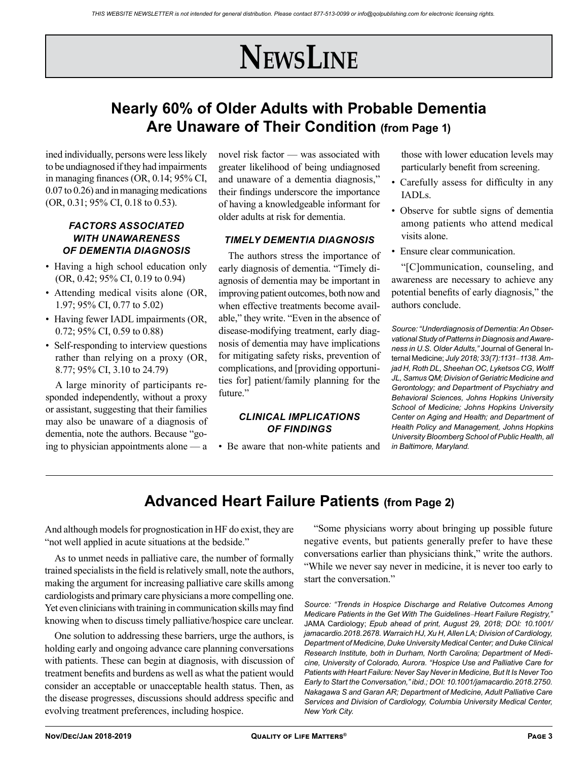# NewsLine

## Nearly 60% of Older Adults with Probable Dementia Are Unaware of Their Condition (from Page 1)

ined individually, persons were less likely to be undiagnosed if they had impairments in managing finances (OR, 0.14; 95% CI, 0.07 to 0.26) and in managing medications (OR, 0.31; 95% CI, 0.18 to 0.53).

### *FACTORS ASSOCIATED WITH UNAWARENESS OF DEMENTIA DIAGNOSIS*

- Having a high school education only (OR, 0.42; 95% CI, 0.19 to 0.94)
- Attending medical visits alone (OR, 1.97; 95% CI, 0.77 to 5.02)
- Having fewer IADL impairments (OR, 0.72; 95% CI, 0.59 to 0.88)
- Self-responding to interview questions rather than relying on a proxy (OR, 8.77; 95% CI, 3.10 to 24.79)

A large minority of participants responded independently, without a proxy or assistant, suggesting that their families may also be unaware of a diagnosis of dementia, note the authors. Because "going to physician appointments alone — a novel risk factor — was associated with greater likelihood of being undiagnosed and unaware of a dementia diagnosis," their findings underscore the importance of having a knowledgeable informant for older adults at risk for dementia.

### *TIMELY DEMENTIA DIAGNOSIS*

The authors stress the importance of early diagnosis of dementia. "Timely diagnosis of dementia may be important in improving patient outcomes, both now and when effective treatments become available," they write. "Even in the absence of disease-modifying treatment, early diagnosis of dementia may have implications for mitigating safety risks, prevention of complications, and [providing opportunities for] patient/family planning for the future."

### *CLINICAL IMPLICATIONS OF FINDINGS*

- Be aware that non-white patients and those with lower education levels may particularly benefit from screening.
- Carefully assess for difficulty in any IADLs.
- Observe for subtle signs of dementia among patients who attend medical visits alone.
- Ensure clear communication.

"[C]ommunication, counseling, and awareness are necessary to achieve any potential benefits of early diagnosis," the authors conclude.

*Source: "Underdiagnosis of Dementia: An Observational Study of Patterns in Diagnosis and Awareness in U.S. Older Adults,"* Journal of General Internal Medicine; *July 2018; 33(7):1131–1138. Amjad H, Roth DL, Sheehan OC, Lyketsos CG, Wolff JL, Samus QM; Division of Geriatric Medicine and Gerontology; and Department of Psychiatry and Behavioral Sciences, Johns Hopkins University School of Medicine; Johns Hopkins University Center on Aging and Health; and Department of Health Policy and Management, Johns Hopkins University Bloomberg School of Public Health, all in Baltimore, Maryland.*

## Advanced Heart Failure Patients (from Page 2)

And although models for prognostication in HF do exist, they are "not well applied in acute situations at the bedside."

As to unmet needs in palliative care, the number of formally trained specialists in the field is relatively small, note the authors, making the argument for increasing palliative care skills among cardiologists and primary care physicians a more compelling one. Yet even clinicians with training in communication skills may find knowing when to discuss timely palliative/hospice care unclear.

One solution to addressing these barriers, urge the authors, is holding early and ongoing advance care planning conversations with patients. These can begin at diagnosis, with discussion of treatment benefits and burdens as well as what the patient would consider an acceptable or unacceptable health status. Then, as the disease progresses, discussions should address specific and evolving treatment preferences, including hospice.

"Some physicians worry about bringing up possible future negative events, but patients generally prefer to have these conversations earlier than physicians think," write the authors. "While we never say never in medicine, it is never too early to start the conversation."

*Source: "Trends in Hospice Discharge and Relative Outcomes Among Medicare Patients in the Get With The Guidelines–Heart Failure Registry,"* JAMA Cardiology; *Epub ahead of print, August 29, 2018; DOI: 10.1001/jamacardio.2018.2678. Warraich HJ, Xu H, Allen LA; Division of Cardiology, Department of Medicine, Duke University Medical Center; and Duke Clinical Research Institute, both in Durham, North Carolina; Department of Medicine, University of Colorado, Aurora. "Hospice Use and Palliative Care for Patients with Heart Failure: Never Say Never in Medicine, But It Is Never Too Early to Start the Conversation," ibid.; DOI: 10.1001/jamacardio.2018.2750. Nakagawa S and Garan AR; Department of Medicine, Adult Palliative Care Services and Division of Cardiology, Columbia University Medical Center, New York City.*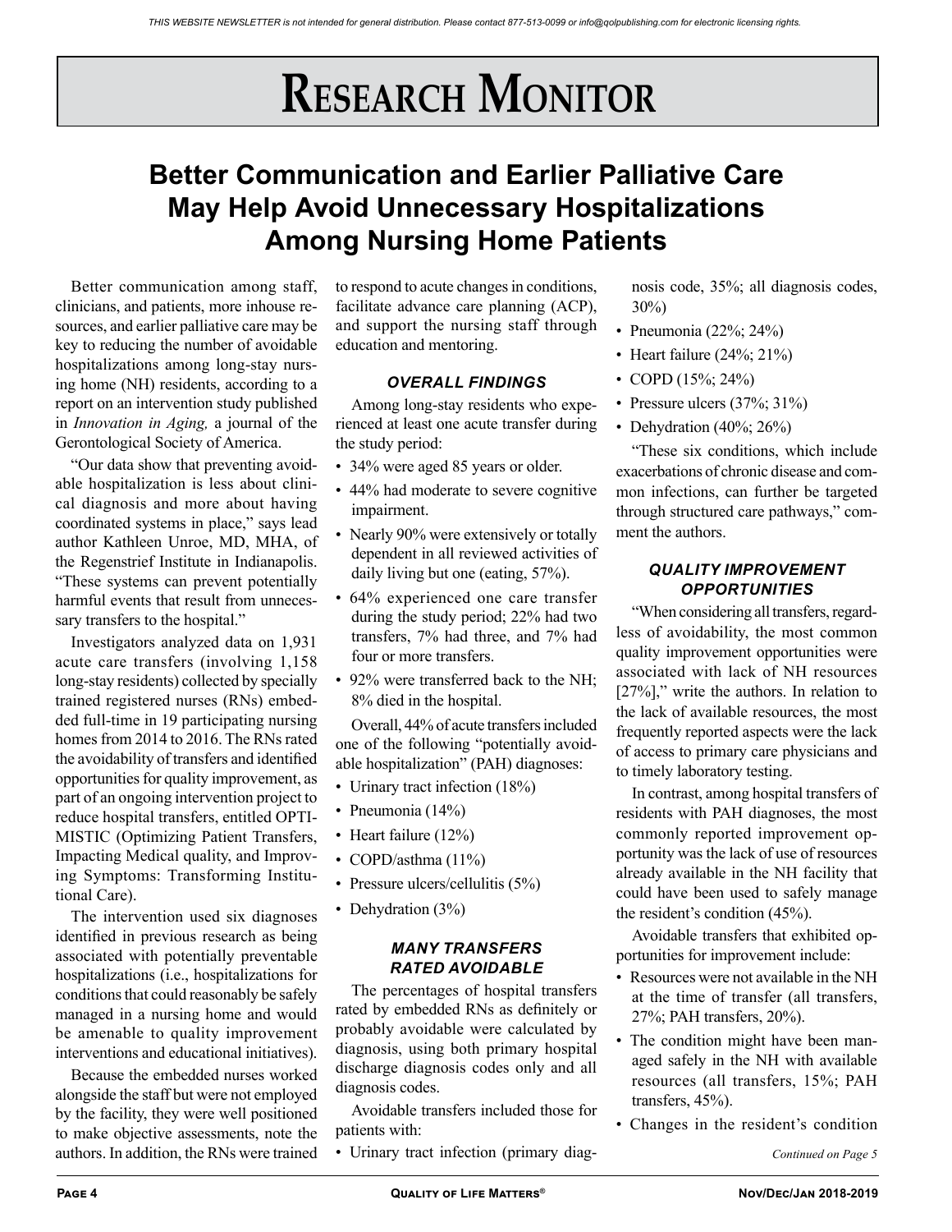# Research Monitor

## Better Communication and Earlier Palliative Care May Help Avoid Unnecessary Hospitalizations Among Nursing Home Patients

Better communication among staff, clinicians, and patients, more inhouse resources, and earlier palliative care may be key to reducing the number of avoidable hospitalizations among long-stay nursing home (NH) residents, according to a report on an intervention study published in *Innovation in Aging,* a journal of the Gerontological Society of America.

"Our data show that preventing avoidable hospitalization is less about clinical diagnosis and more about having coordinated systems in place," says lead author Kathleen Unroe, MD, MHA, of the Regenstrief Institute in Indianapolis. "These systems can prevent potentially harmful events that result from unnecessary transfers to the hospital."

Investigators analyzed data on 1,931 acute care transfers (involving 1,158 long-stay residents) collected by specially trained registered nurses (RNs) embedded full-time in 19 participating nursing homes from 2014 to 2016. The RNs rated the avoidability of transfers and identified opportunities for quality improvement, as part of an ongoing intervention project to reduce hospital transfers, entitled OPTIMISTIC (Optimizing Patient Transfers, Impacting Medical quality, and Improving Symptoms: Transforming Institutional Care).

The intervention used six diagnoses identified in previous research as being associated with potentially preventable hospitalizations (i.e., hospitalizations for conditions that could reasonably be safely managed in a nursing home and would be amenable to quality improvement interventions and educational initiatives).

Because the embedded nurses worked alongside the staff but were not employed by the facility, they were well positioned to make objective assessments, note the authors. In addition, the RNs were trained to respond to acute changes in conditions, facilitate advance care planning (ACP), and support the nursing staff through education and mentoring.

### OVERALL FINDINGS

Among long-stay residents who experienced at least one acute transfer during the study period:

- 34% were aged 85 years or older.
- 44% had moderate to severe cognitive impairment.
- Nearly 90% were extensively or totally dependent in all reviewed activities of daily living but one (eating, 57%).
- 64% experienced one care transfer during the study period; 22% had two transfers, 7% had three, and 7% had four or more transfers.
- 92% were transferred back to the NH; 8% died in the hospital.

Overall, 44% of acute transfers included one of the following "potentially avoidable hospitalization" (PAH) diagnoses:

- Urinary tract infection (18%)
- Pneumonia (14%)
- Heart failure (12%)
- COPD/asthma (11%)
- Pressure ulcers/cellulitis (5%)
- Dehydration (3%)

### MANY TRANSFERS RATED AVOIDABLE

The percentages of hospital transfers rated by embedded RNs as definitely or probably avoidable were calculated by diagnosis, using both primary hospital discharge diagnosis codes only and all diagnosis codes.

Avoidable transfers included those for patients with:

- Urinary tract infection (primary diagnosis code, 35%; all diagnosis codes, 30%)
- Pneumonia (22%; 24%)
- Heart failure (24%; 21%)
- COPD (15%; 24%)
- Pressure ulcers (37%; 31%)
- Dehydration (40%; 26%)

"These six conditions, which include exacerbations of chronic disease and common infections, can further be targeted through structured care pathways," comment the authors.

### QUALITY IMPROVEMENT OPPORTUNITIES

"When considering all transfers, regardless of avoidability, the most common quality improvement opportunities were associated with lack of NH resources [27%]," write the authors. In relation to the lack of available resources, the most frequently reported aspects were the lack of access to primary care physicians and to timely laboratory testing.

In contrast, among hospital transfers of residents with PAH diagnoses, the most commonly reported improvement opportunity was the lack of use of resources already available in the NH facility that could have been used to safely manage the resident's condition (45%).

Avoidable transfers that exhibited opportunities for improvement include:

- Resources were not available in the NH at the time of transfer (all transfers, 27%; PAH transfers, 20%).
- The condition might have been managed safely in the NH with available resources (all transfers, 15%; PAH transfers, 45%).
- Changes in the resident's condition

*Continued on Page 5*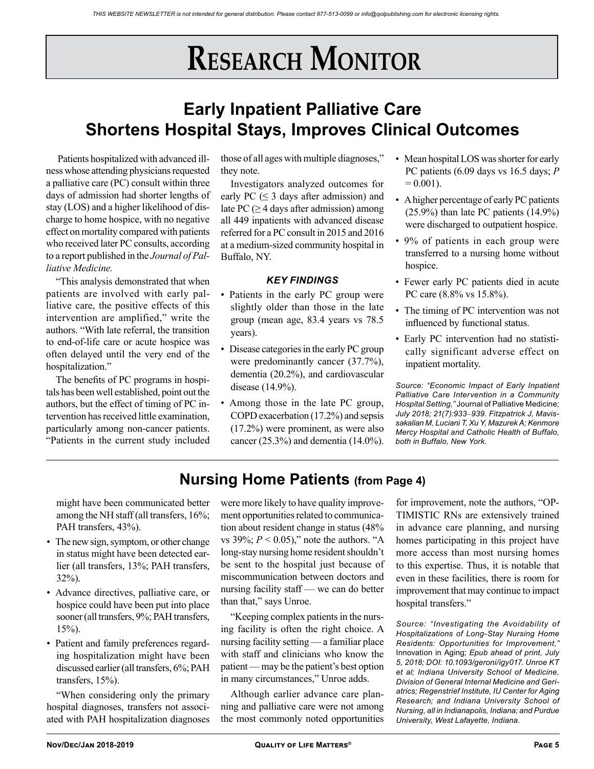# Research Monitor

## Early Inpatient Palliative Care Shortens Hospital Stays, Improves Clinical Outcomes

Patients hospitalized with advanced illness whose attending physicians requested a palliative care (PC) consult within three days of admission had shorter lengths of stay (LOS) and a higher likelihood of discharge to home hospice, with no negative effect on mortality compared with patients who received later PC consults, according to a report published in the *Journal of Palliative Medicine.*

"This analysis demonstrated that when patients are involved with early palliative care, the positive effects of this intervention are amplified," write the authors. "With late referral, the transition to end-of-life care or acute hospice was often delayed until the very end of the hospitalization."

The benefits of PC programs in hospitals has been well established, point out the authors, but the effect of timing of PC intervention has received little examination, particularly among non-cancer patients. "Patients in the current study included those of all ages with multiple diagnoses," they note.

Investigators analyzed outcomes for early PC (≤ 3 days after admission) and late PC (≥ 4 days after admission) among all 449 inpatients with advanced disease referred for a PC consult in 2015 and 2016 at a medium-sized community hospital in Buffalo, NY.

### *KEY FINDINGS*

- Patients in the early PC group were slightly older than those in the late group (mean age, 83.4 years vs 78.5 years).
- Disease categories in the early PC group were predominantly cancer (37.7%), dementia (20.2%), and cardiovascular disease (14.9%).
- Among those in the late PC group, COPD exacerbation (17.2%) and sepsis (17.2%) were prominent, as were also cancer (25.3%) and dementia (14.0%).
- Mean hospital LOS was shorter for early PC patients (6.09 days vs 16.5 days; $P = 0.001$).
- A higher percentage of early PC patients (25.9%) than late PC patients (14.9%) were discharged to outpatient hospice.
- 9% of patients in each group were transferred to a nursing home without hospice.
- Fewer early PC patients died in acute PC care (8.8% vs 15.8%).
- The timing of PC intervention was not influenced by functional status.
- Early PC intervention had no statistically significant adverse effect on inpatient mortality.

*Source: "Economic Impact of Early Inpatient Palliative Care Intervention in a Community Hospital Setting,"* Journal of Palliative Medicine; *July 2018; 21(7):933–939. Fitzpatrick J, Mavissakalian M, Luciani T, Xu Y, Mazurek A; Kenmore Mercy Hospital and Catholic Health of Buffalo, both in Buffalo, New York.*

## Nursing Home Patients (from Page 4)

might have been communicated better among the NH staff (all transfers, 16%; PAH transfers, 43%).

- The new sign, symptom, or other change in status might have been detected earlier (all transfers, 13%; PAH transfers, 32%).
- Advance directives, palliative care, or hospice could have been put into place sooner (all transfers, 9%; PAH transfers, 15%).
- Patient and family preferences regarding hospitalization might have been discussed earlier (all transfers, 6%; PAH transfers, 15%).

"When considering only the primary hospital diagnoses, transfers not associated with PAH hospitalization diagnoses were more likely to have quality improvement opportunities related to communication about resident change in status (48% vs 39%; $P < 0.05$)," note the authors. "A long-stay nursing home resident shouldn't be sent to the hospital just because of miscommunication between doctors and nursing facility staff — we can do better than that," says Unroe.

"Keeping complex patients in the nursing facility is often the right choice. A nursing facility setting — a familiar place with staff and clinicians who know the patient — may be the patient's best option in many circumstances," Unroe adds.

Although earlier advance care planning and palliative care were not among the most commonly noted opportunities for improvement, note the authors, "OPTIMISTIC RNs are extensively trained in advance care planning, and nursing homes participating in this project have more access than most nursing homes to this expertise. Thus, it is notable that even in these facilities, there is room for improvement that may continue to impact hospital transfers."

*Source: "Investigating the Avoidability of Hospitalizations of Long-Stay Nursing Home Residents: Opportunities for Improvement,"* Innovation in Aging; *Epub ahead of print, July 5, 2018; DOI: 10.1093/geroni/igy017. Unroe KT et al; Indiana University School of Medicine, Division of General Internal Medicine and Geriatrics; Regenstrief Institute, IU Center for Aging Research; and Indiana University School of Nursing, all in Indianapolis, Indiana; and Purdue University, West Lafayette, Indiana.*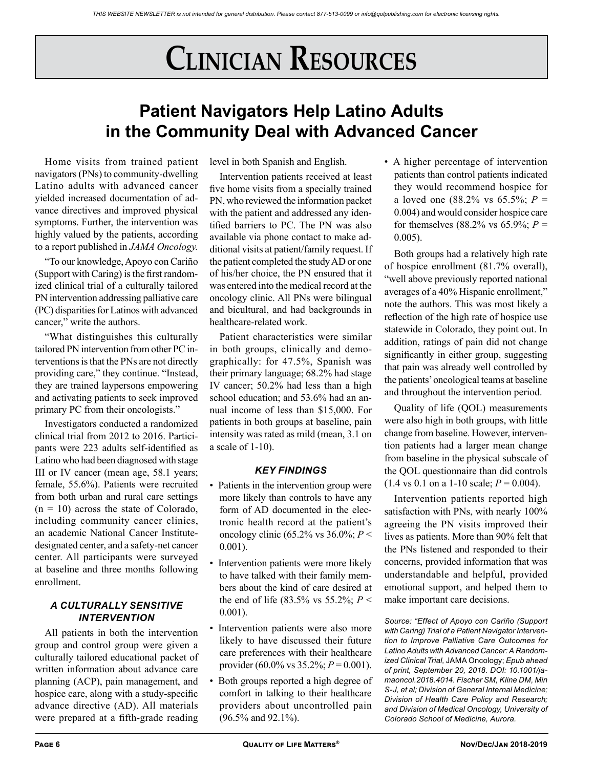# Clinician Resources

## Patient Navigators Help Latino Adults in the Community Deal with Advanced Cancer

Home visits from trained patient navigators (PNs) to community-dwelling Latino adults with advanced cancer yielded increased documentation of advance directives and improved physical symptoms. Further, the intervention was highly valued by the patients, according to a report published in *JAMA Oncology.*

"To our knowledge, Apoyo con Cariño (Support with Caring) is the first randomized clinical trial of a culturally tailored PN intervention addressing palliative care (PC) disparities for Latinos with advanced cancer," write the authors.

"What distinguishes this culturally tailored PN intervention from other PC interventions is that the PNs are not directly providing care," they continue. "Instead, they are trained laypersons empowering and activating patients to seek improved primary PC from their oncologists."

Investigators conducted a randomized clinical trial from 2012 to 2016. Participants were 223 adults self-identified as Latino who had been diagnosed with stage III or IV cancer (mean age, 58.1 years; female, 55.6%). Patients were recruited from both urban and rural care settings (n = 10) across the state of Colorado, including community cancer clinics, an academic National Cancer Institute-designated center, and a safety-net cancer center. All participants were surveyed at baseline and three months following enrollment.

### *A Culturally Sensitive Intervention*

All patients in both the intervention group and control group were given a culturally tailored educational packet of written information about advance care planning (ACP), pain management, and hospice care, along with a study-specific advance directive (AD). All materials were prepared at a fifth-grade reading level in both Spanish and English.

Intervention patients received at least five home visits from a specially trained PN, who reviewed the information packet with the patient and addressed any identified barriers to PC. The PN was also available via phone contact to make additional visits at patient/family request. If the patient completed the study AD or one of his/her choice, the PN ensured that it was entered into the medical record at the oncology clinic. All PNs were bilingual and bicultural, and had backgrounds in healthcare-related work.

Patient characteristics were similar in both groups, clinically and demographically: for 47.5%, Spanish was their primary language; 68.2% had stage IV cancer; 50.2% had less than a high school education; and 53.6% had an annual income of less than $15,000. For patients in both groups at baseline, pain intensity was rated as mild (mean, 3.1 on a scale of 1-10).

### *Key Findings*

- Patients in the intervention group were more likely than controls to have any form of AD documented in the electronic health record at the patient's oncology clinic (65.2% vs 36.0%; $P < 0.001$).
- Intervention patients were more likely to have talked with their family members about the kind of care desired at the end of life (83.5% vs 55.2%; $P < 0.001$).
- Intervention patients were also more likely to have discussed their future care preferences with their healthcare provider (60.0% vs 35.2%; $P = 0.001$).
- Both groups reported a high degree of comfort in talking to their healthcare providers about uncontrolled pain (96.5% and 92.1%).
- A higher percentage of intervention patients than control patients indicated they would recommend hospice for a loved one (88.2% vs 65.5%; $P = 0.004$) and would consider hospice care for themselves (88.2% vs 65.9%; $P = 0.005$).

Both groups had a relatively high rate of hospice enrollment (81.7% overall), "well above previously reported national averages of a 40% Hispanic enrollment," note the authors. This was most likely a reflection of the high rate of hospice use statewide in Colorado, they point out. In addition, ratings of pain did not change significantly in either group, suggesting that pain was already well controlled by the patients' oncological teams at baseline and throughout the intervention period.

Quality of life (QOL) measurements were also high in both groups, with little change from baseline. However, intervention patients had a larger mean change from baseline in the physical subscale of the QOL questionnaire than did controls (1.4 vs 0.1 on a 1-10 scale; $P = 0.004$).

Intervention patients reported high satisfaction with PNs, with nearly 100% agreeing the PN visits improved their lives as patients. More than 90% felt that the PNs listened and responded to their concerns, provided information that was understandable and helpful, provided emotional support, and helped them to make important care decisions.

*Source: "Effect of Apoyo con Cariño (Support with Caring) Trial of a Patient Navigator Intervention to Improve Palliative Care Outcomes for Latino Adults with Advanced Cancer: A Randomized Clinical Trial,* JAMA Oncology; *Epub ahead of print, September 20, 2018. DOI: 10.1001/jamaoncol.2018.4014. Fischer SM, Kline DM, Min S-J, et al; Division of General Internal Medicine; Division of Health Care Policy and Research; and Division of Medical Oncology, University of Colorado School of Medicine, Aurora.*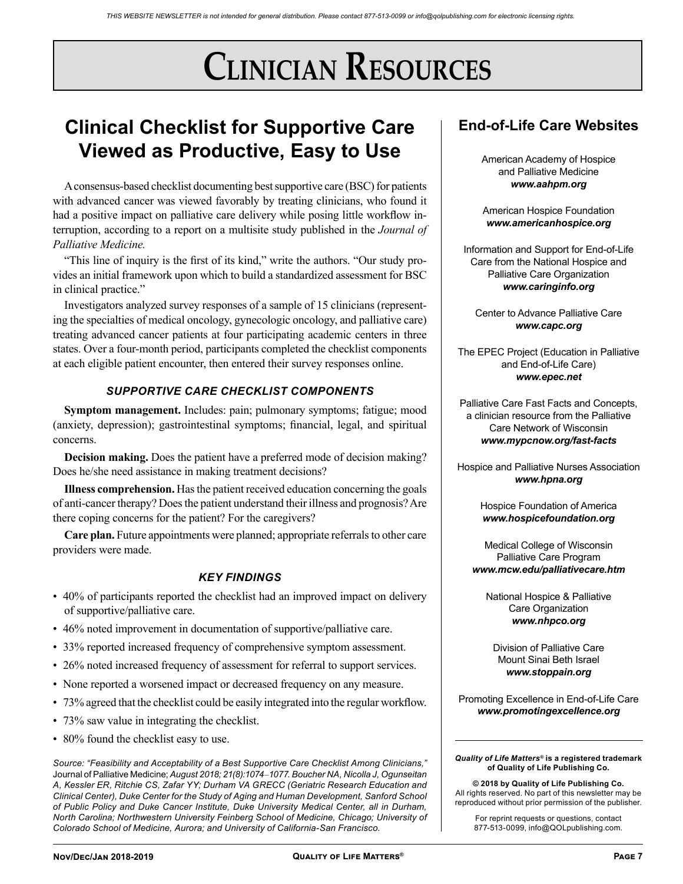# Clinician Resources

## Clinical Checklist for Supportive Care Viewed as Productive, Easy to Use

A consensus-based checklist documenting best supportive care (BSC) for patients with advanced cancer was viewed favorably by treating clinicians, who found it had a positive impact on palliative care delivery while posing little workflow interruption, according to a report on a multisite study published in the *Journal of Palliative Medicine.*

"This line of inquiry is the first of its kind," write the authors. "Our study provides an initial framework upon which to build a standardized assessment for BSC in clinical practice."

Investigators analyzed survey responses of a sample of 15 clinicians (representing the specialties of medical oncology, gynecologic oncology, and palliative care) treating advanced cancer patients at four participating academic centers in three states. Over a four-month period, participants completed the checklist components at each eligible patient encounter, then entered their survey responses online.

### *SUPPORTIVE CARE CHECKLIST COMPONENTS*

**Symptom management.** Includes: pain; pulmonary symptoms; fatigue; mood (anxiety, depression); gastrointestinal symptoms; financial, legal, and spiritual concerns.

**Decision making.** Does the patient have a preferred mode of decision making? Does he/she need assistance in making treatment decisions?

**Illness comprehension.** Has the patient received education concerning the goals of anti-cancer therapy? Does the patient understand their illness and prognosis? Are there coping concerns for the patient? For the caregivers?

**Care plan.** Future appointments were planned; appropriate referrals to other care providers were made.

### *KEY FINDINGS*

- 40% of participants reported the checklist had an improved impact on delivery of supportive/palliative care.
- 46% noted improvement in documentation of supportive/palliative care.
- 33% reported increased frequency of comprehensive symptom assessment.
- 26% noted increased frequency of assessment for referral to support services.
- None reported a worsened impact or decreased frequency on any measure.
- 73% agreed that the checklist could be easily integrated into the regular workflow.
- 73% saw value in integrating the checklist.
- 80% found the checklist easy to use.

*Source: "Feasibility and Acceptability of a Best Supportive Care Checklist Among Clinicians,"* Journal of Palliative Medicine; *August 2018; 21(8):1074–1077. Boucher NA, Nicolla J, Ogunseitan A, Kessler ER, Ritchie CS, Zafar YY; Durham VA GRECC (Geriatric Research Education and Clinical Center), Duke Center for the Study of Aging and Human Development, Sanford School of Public Policy and Duke Cancer Institute, Duke University Medical Center, all in Durham, North Carolina; Northwestern University Feinberg School of Medicine, Chicago; University of Colorado School of Medicine, Aurora; and University of California-San Francisco.*

## End-of-Life Care Websites

American Academy of Hospice and Palliative Medicine
***www.aahpm.org***

American Hospice Foundation
***www.americanhospice.org***

Information and Support for End-of-Life Care from the National Hospice and Palliative Care Organization
***www.caringinfo.org***

Center to Advance Palliative Care
***www.capc.org***

The EPEC Project (Education in Palliative and End-of-Life Care)
***www.epec.net***

Palliative Care Fast Facts and Concepts, a clinician resource from the Palliative Care Network of Wisconsin
***www.mypcnow.org/fast-facts***

Hospice and Palliative Nurses Association
***www.hpna.org***

Hospice Foundation of America
***www.hospicefoundation.org***

Medical College of Wisconsin Palliative Care Program
***www.mcw.edu/palliativecare.htm***

National Hospice & Palliative Care Organization
***www.nhpco.org***

Division of Palliative Care Mount Sinai Beth Israel
***www.stoppain.org***

Promoting Excellence in End-of-Life Care
***www.promotingexcellence.org***

***Quality of Life Matters®* is a registered trademark of Quality of Life Publishing Co.**

**© 2018 by Quality of Life Publishing Co.**
All rights reserved. No part of this newsletter may be reproduced without prior permission of the publisher.

For reprint requests or questions, contact 877-513-0099, info@QOLpublishing.com.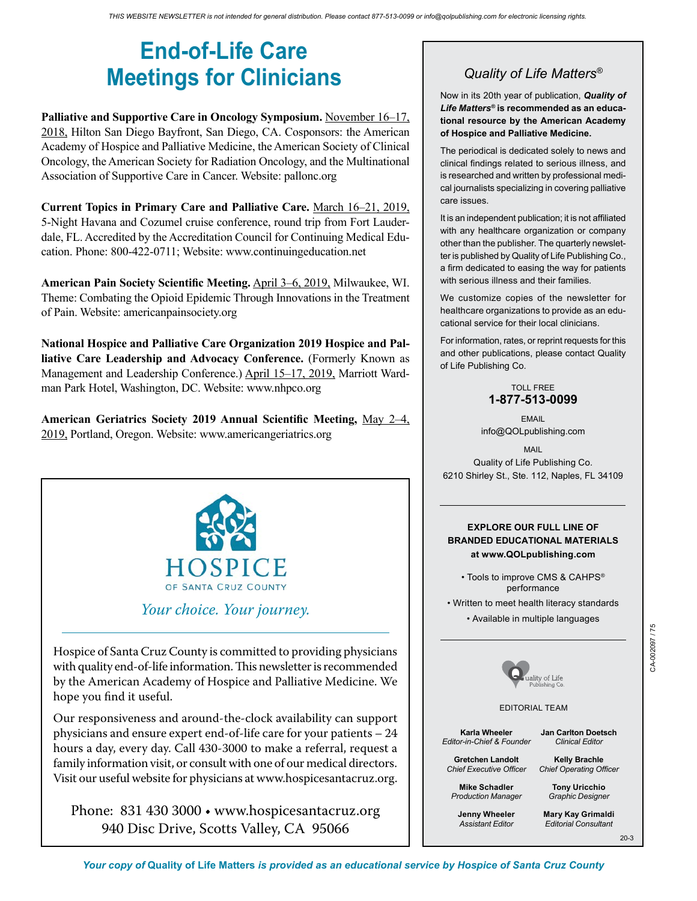THIS WEBSITE NEWSLETTER is not intended for general distribution. Please contact 877-513-0099 or info@qolpublishing.com for electronic licensing rights.

# End-of-Life Care Meetings for Clinicians

**Palliative and Supportive Care in Oncology Symposium.** November 16–17, 2018, Hilton San Diego Bayfront, San Diego, CA. Cosponsors: the American Academy of Hospice and Palliative Medicine, the American Society of Clinical Oncology, the American Society for Radiation Oncology, and the Multinational Association of Supportive Care in Cancer. Website: pallonc.org

**Current Topics in Primary Care and Palliative Care.** March 16–21, 2019, 5-Night Havana and Cozumel cruise conference, round trip from Fort Lauderdale, FL. Accredited by the Accreditation Council for Continuing Medical Education. Phone: 800-422-0711; Website: www.continuingeducation.net

**American Pain Society Scientific Meeting.** April 3–6, 2019, Milwaukee, WI. Theme: Combating the Opioid Epidemic Through Innovations in the Treatment of Pain. Website: americanpainsociety.org

**National Hospice and Palliative Care Organization 2019 Hospice and Palliative Care Leadership and Advocacy Conference.** (Formerly Known as Management and Leadership Conference.) April 15–17, 2019, Marriott Wardman Park Hotel, Washington, DC. Website: www.nhpco.org

**American Geriatrics Society 2019 Annual Scientific Meeting,** May 2–4, 2019, Portland, Oregon. Website: www.americangeriatrics.org

---

HOSPICE OF SANTA CRUZ COUNTY

*Your choice. Your journey.*

Hospice of Santa Cruz County is committed to providing physicians with quality end-of-life information. This newsletter is recommended by the American Academy of Hospice and Palliative Medicine. We hope you find it useful.

Our responsiveness and around-the-clock availability can support physicians and ensure expert end-of-life care for your patients – 24 hours a day, every day. Call 430-3000 to make a referral, request a family information visit, or consult with one of our medical directors. Visit our useful website for physicians at www.hospicesantacruz.org.

Phone: 831 430 3000 • www.hospicesantacruz.org
940 Disc Drive, Scotts Valley, CA 95066

---

## *Quality of Life Matters®*

Now in its 20th year of publication, ***Quality of Life Matters®* is recommended as an educational resource by the American Academy of Hospice and Palliative Medicine.**

The periodical is dedicated solely to news and clinical findings related to serious illness, and is researched and written by professional medical journalists specializing in covering palliative care issues.

It is an independent publication; it is not affiliated with any healthcare organization or company other than the publisher. The quarterly newsletter is published by Quality of Life Publishing Co., a firm dedicated to easing the way for patients with serious illness and their families.

We customize copies of the newsletter for healthcare organizations to provide as an educational service for their local clinicians.

For information, rates, or reprint requests for this and other publications, please contact Quality of Life Publishing Co.

TOLL FREE
**1-877-513-0099**

EMAIL
info@QOLpublishing.com

MAIL
Quality of Life Publishing Co.
6210 Shirley St., Ste. 112, Naples, FL 34109

**EXPLORE OUR FULL LINE OF BRANDED EDUCATIONAL MATERIALS at www.QOLpublishing.com**

- Tools to improve CMS & CAHPS® performance
- Written to meet health literacy standards
- Available in multiple languages

Quality of Life Publishing Co.

EDITORIAL TEAM

**Karla Wheeler**
*Editor-in-Chief & Founder*

**Jan Carlton Doetsch**
*Clinical Editor*

**Gretchen Landolt**
*Chief Executive Officer*

**Kelly Brachle**
*Chief Operating Officer*

**Mike Schadler**
*Production Manager*

**Tony Uricchio**
*Graphic Designer*

**Jenny Wheeler**
*Assistant Editor*

**Mary Kay Grimaldi**
*Editorial Consultant*

20-3

CA-002097 / 75

***Your copy of* Quality of Life Matters *is provided as an educational service by Hospice of Santa Cruz County***